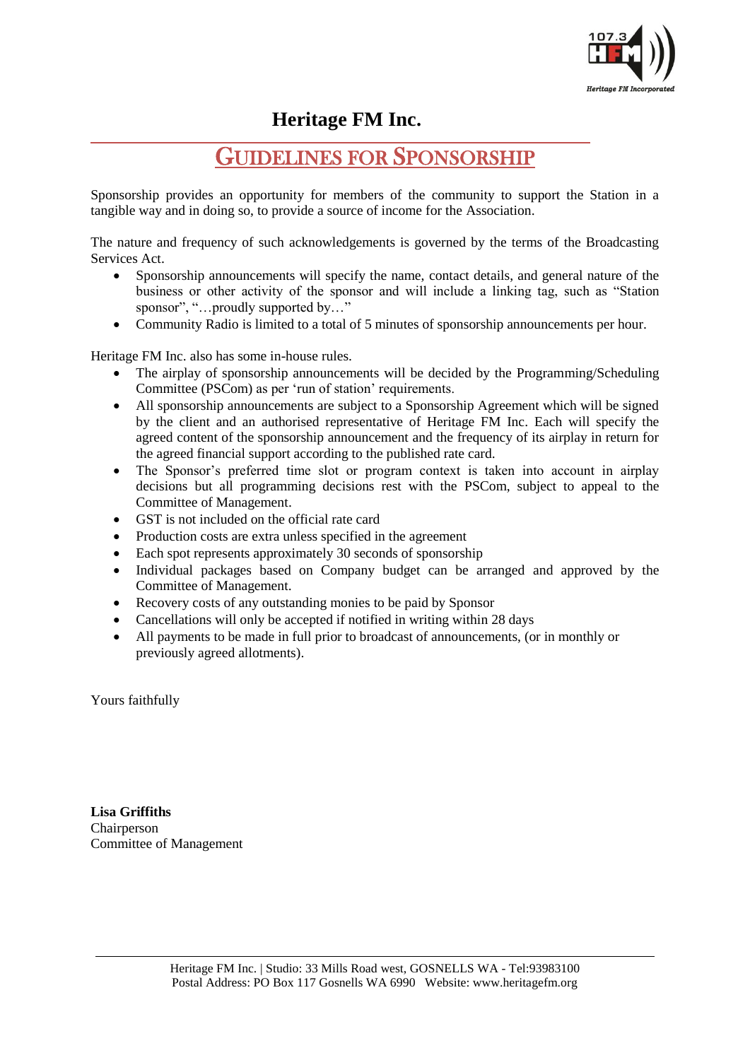# Heritage FM Inc.

## GUIDELINES FOR SPONSORSHIP

Sponsorship provides an opportunity for members of the community to support the Station in a tangible way and in doing so, to provide a source of income for the Association.

The nature and frequency of such acknowledgements is governed by the terms of the Broadcasting Services Act.

- Sponsorship announcements will specify the name, contact details, and general nature of the business or other activity of the sponsor and will include a linking tag, such as "Station sponsor", "…proudly supported by…"
- Community Radio is limited to a total of 5 minutes of sponsorship announcements per hour.

Heritage FM Inc. also has some in-house rules.

- The airplay of sponsorship announcements will be decided by the Programming/Scheduling Committee (PSCom) as per 'run of station' requirements.
- All sponsorship announcements are subject to a Sponsorship Agreement which will be signed by the client and an authorised representative of Heritage FM Inc. Each will specify the agreed content of the sponsorship announcement and the frequency of its airplay in return for the agreed financial support according to the published rate card.
- The Sponsor's preferred time slot or program context is taken into account in airplay decisions but all programming decisions rest with the PSCom, subject to appeal to the Committee of Management.
- GST is not included on the official rate card
- Production costs are extra unless specified in the agreement
- Each spot represents approximately 30 seconds of sponsorship
- Individual packages based on Company budget can be arranged and approved by the Committee of Management.
- Recovery costs of any outstanding monies to be paid by Sponsor
- Cancellations will only be accepted if notified in writing within 28 days
- All payments to be made in full prior to broadcast of announcements, (or in monthly or previously agreed allotments).

Yours faithfully

**Lisa Griffiths**
Chairperson
Committee of Management

Heritage FM Inc. | Studio: 33 Mills Road west, GOSNELLS WA - Tel:93983100
Postal Address: PO Box 117 Gosnells WA 6990 Website: www.heritagefm.org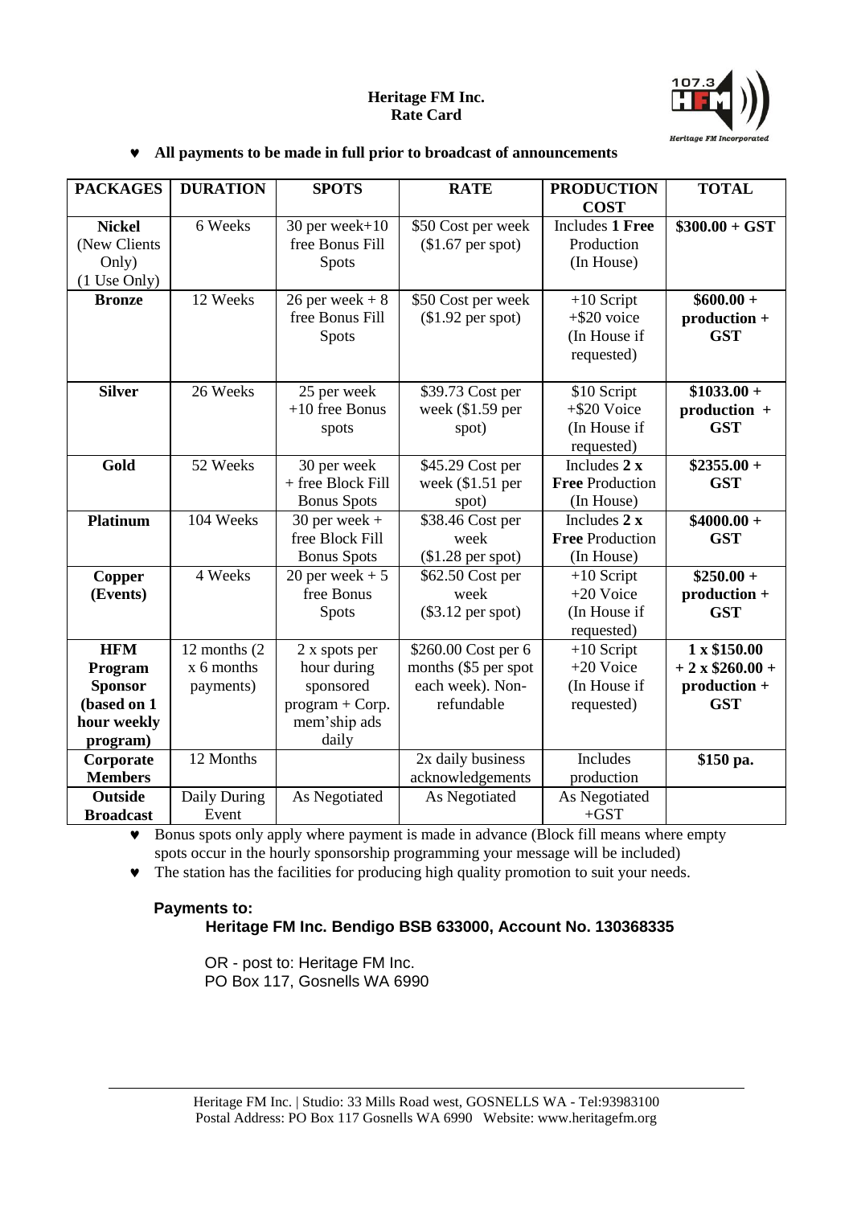**Heritage FM Inc.**
**Rate Card**

- **All payments to be made in full prior to broadcast of announcements**

| PACKAGES | DURATION | SPOTS | RATE | PRODUCTION COST | TOTAL |
|---|---|---|---|---|---|
| **Nickel** (New Clients Only) (1 Use Only) | 6 Weeks | 30 per week+10 free Bonus Fill Spots | $50 Cost per week ($1.67 per spot) | Includes **1 Free** Production (In House) | **$300.00 + GST** |
| **Bronze** | 12 Weeks | 26 per week + 8 free Bonus Fill Spots | $50 Cost per week ($1.92 per spot) | +10 Script +$20 voice (In House if requested) | **$600.00 + production + GST** |
| **Silver** | 26 Weeks | 25 per week +10 free Bonus spots | $39.73 Cost per week ($1.59 per spot) | $10 Script +$20 Voice (In House if requested) | **$1033.00 + production + GST** |
| **Gold** | 52 Weeks | 30 per week + free Block Fill Bonus Spots | $45.29 Cost per week ($1.51 per spot) | Includes **2 x Free** Production (In House) | **$2355.00 + GST** |
| **Platinum** | 104 Weeks | 30 per week + free Block Fill Bonus Spots | $38.46 Cost per week ($1.28 per spot) | Includes **2 x Free** Production (In House) | **$4000.00 + GST** |
| **Copper (Events)** | 4 Weeks | 20 per week + 5 free Bonus Spots | $62.50 Cost per week ($3.12 per spot) | +10 Script +20 Voice (In House if requested) | **$250.00 + production + GST** |
| **HFM Program Sponsor (based on 1 hour weekly program)** | 12 months (2 x 6 months payments) | 2 x spots per hour during sponsored program + Corp. mem'ship ads daily | $260.00 Cost per 6 months ($5 per spot each week). Non-refundable | +10 Script +20 Voice (In House if requested) | **1 x $150.00 + 2 x $260.00 + production + GST** |
| **Corporate Members** | 12 Months | | 2x daily business acknowledgements | Includes production | **$150 pa.** |
| **Outside Broadcast** | Daily During Event | As Negotiated | As Negotiated | As Negotiated +GST | |

- Bonus spots only apply where payment is made in advance (Block fill means where empty spots occur in the hourly sponsorship programming your message will be included)
- The station has the facilities for producing high quality promotion to suit your needs.

**Payments to:**

**Heritage FM Inc. Bendigo BSB 633000, Account No. 130368335**

OR - post to: Heritage FM Inc.
PO Box 117, Gosnells WA 6990

Heritage FM Inc. | Studio: 33 Mills Road west, GOSNELLS WA - Tel:93983100
Postal Address: PO Box 117 Gosnells WA 6990 Website: www.heritagefm.org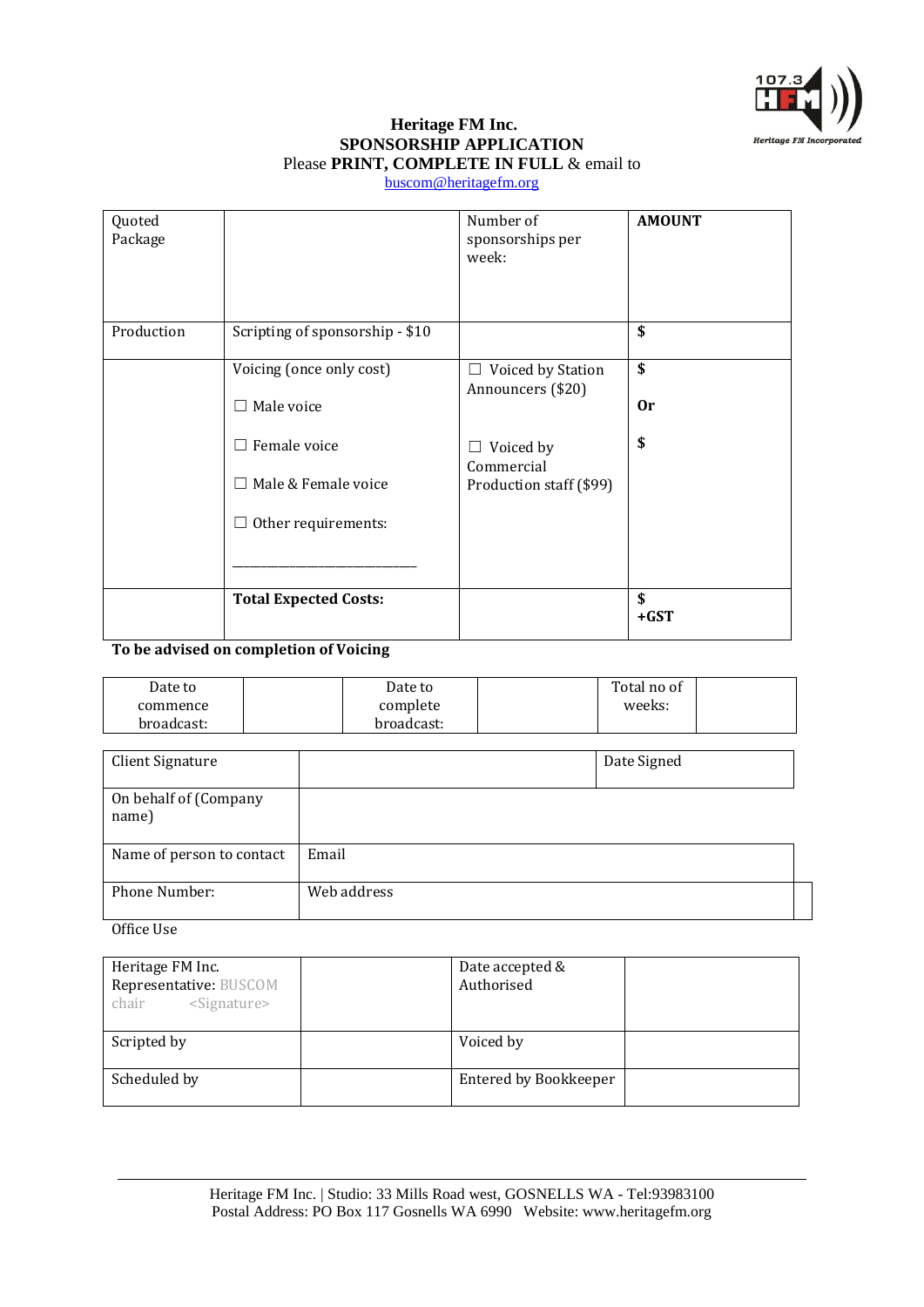**Heritage FM Inc.**
**SPONSORSHIP APPLICATION**
Please **PRINT, COMPLETE IN FULL** & email to
buscom@heritagefm.org

| | | | |
|---|---|---|---|
| Quoted Package | | Number of sponsorships per week: | **AMOUNT** |
| Production | Scripting of sponsorship - $10 | | **$** |
| | Voicing (once only cost)<br><br>☐ Male voice<br><br>☐ Female voice<br><br>☐ Male & Female voice<br><br>☐ Other requirements:<br><br>___________________________ | ☐ Voiced by Station Announcers ($20)<br><br>☐ Voiced by Commercial Production staff ($99) | **$**<br><br>**Or**<br><br>**$** |
| | **Total Expected Costs:** | | **$**<br>**+GST** |

**To be advised on completion of Voicing**

| | | | | | |
|---|---|---|---|---|---|
| Date to commence broadcast: | | Date to complete broadcast: | | Total no of weeks: | |

| | | | |
|---|---|---|---|
| Client Signature | | Date Signed | |
| On behalf of (Company name) | | | |
| Name of person to contact | Email | | |
| Phone Number: | Web address | | |

Office Use

| | | | |
|---|---|---|---|
| Heritage FM Inc. Representative: BUSCOM chair <Signature> | | Date accepted & Authorised | |
| Scripted by | | Voiced by | |
| Scheduled by | | Entered by Bookkeeper | |

Heritage FM Inc. | Studio: 33 Mills Road west, GOSNELLS WA - Tel:93983100
Postal Address: PO Box 117 Gosnells WA 6990 Website: www.heritagefm.org